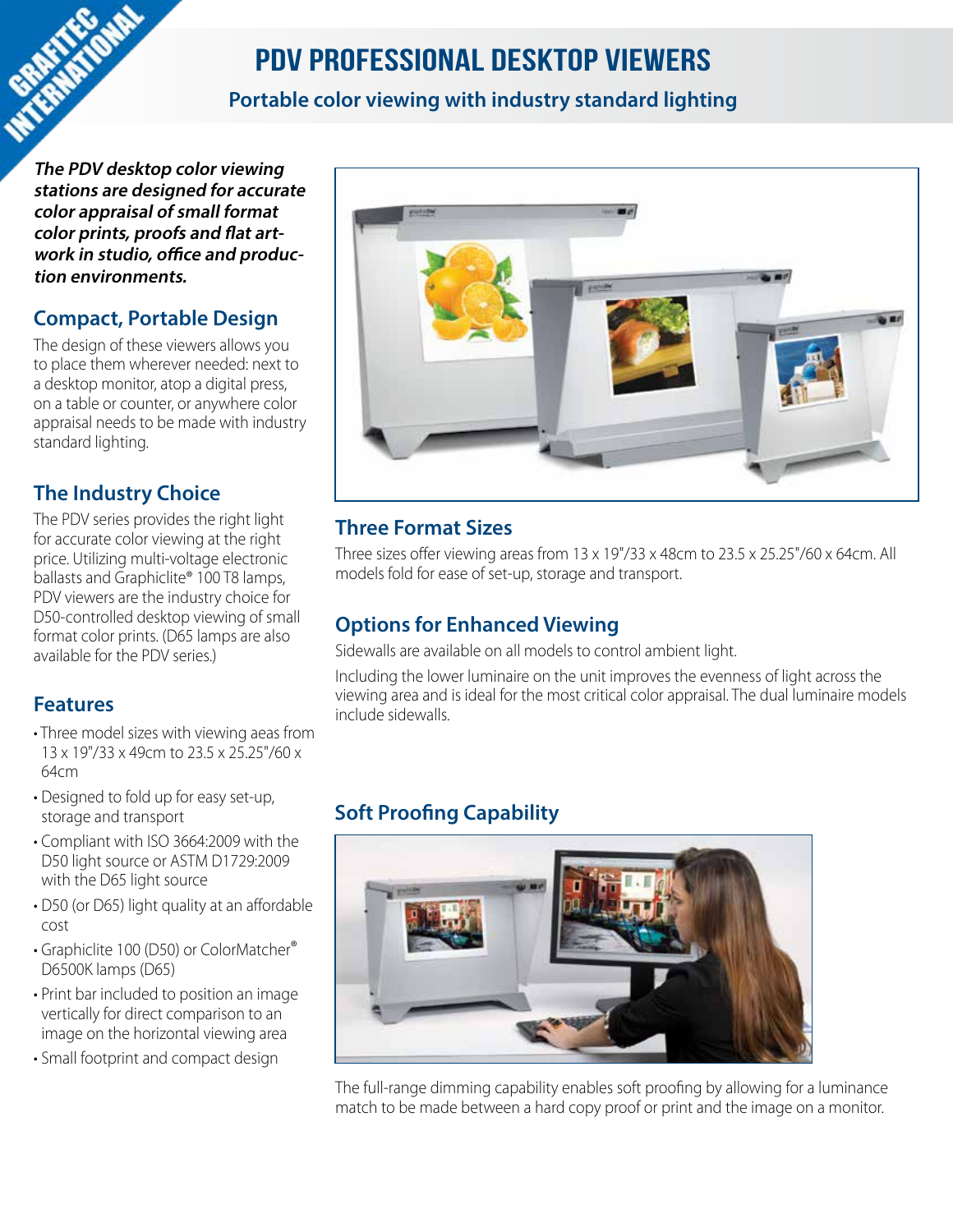# PDV PROFESSIONAL DESKTOP VIEWERS

**Portable color viewing with industry standard lighting**

***The PDV desktop color viewing stations are designed for accurate color appraisal of small format color prints, proofs and flat artwork in studio, office and production environments.***

## Compact, Portable Design

The design of these viewers allows you to place them wherever needed: next to a desktop monitor, atop a digital press, on a table or counter, or anywhere color appraisal needs to be made with industry standard lighting.

## The Industry Choice

The PDV series provides the right light for accurate color viewing at the right price. Utilizing multi-voltage electronic ballasts and Graphiclite® 100 T8 lamps, PDV viewers are the industry choice for D50-controlled desktop viewing of small format color prints. (D65 lamps are also available for the PDV series.)

## Features

- Three model sizes with viewing aeas from 13 x 19"/33 x 49cm to 23.5 x 25.25"/60 x 64cm
- Designed to fold up for easy set-up, storage and transport
- Compliant with ISO 3664:2009 with the D50 light source or ASTM D1729:2009 with the D65 light source
- D50 (or D65) light quality at an affordable cost
- Graphiclite 100 (D50) or ColorMatcher® D6500K lamps (D65)
- Print bar included to position an image vertically for direct comparison to an image on the horizontal viewing area
- Small footprint and compact design

## Three Format Sizes

Three sizes offer viewing areas from 13 x 19"/33 x 48cm to 23.5 x 25.25"/60 x 64cm. All models fold for ease of set-up, storage and transport.

## Options for Enhanced Viewing

Sidewalls are available on all models to control ambient light.

Including the lower luminaire on the unit improves the evenness of light across the viewing area and is ideal for the most critical color appraisal. The dual luminaire models include sidewalls.

## Soft Proofing Capability

The full-range dimming capability enables soft proofing by allowing for a luminance match to be made between a hard copy proof or print and the image on a monitor.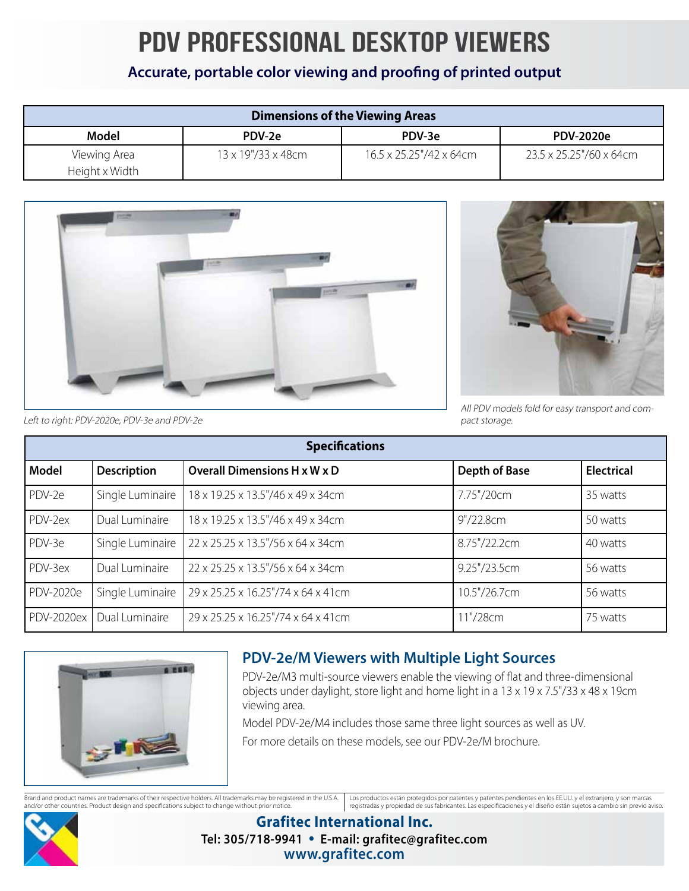# PDV PROFESSIONAL DESKTOP VIEWERS

**Accurate, portable color viewing and proofing of printed output**

| Dimensions of the Viewing Areas | | | |
|---|---|---|---|
| **Model** | **PDV-2e** | **PDV-3e** | **PDV-2020e** |
| Viewing Area Height x Width | 13 x 19"/33 x 48cm | 16.5 x 25.25"/42 x 64cm | 23.5 x 25.25"/60 x 64cm |

*Left to right: PDV-2020e, PDV-3e and PDV-2e*

*All PDV models fold for easy transport and compact storage.*

| Specifications | | | | |
|---|---|---|---|---|
| **Model** | **Description** | **Overall Dimensions H x W x D** | **Depth of Base** | **Electrical** |
| PDV-2e | Single Luminaire | 18 x 19.25 x 13.5"/46 x 49 x 34cm | 7.75"/20cm | 35 watts |
| PDV-2ex | Dual Luminaire | 18 x 19.25 x 13.5"/46 x 49 x 34cm | 9"/22.8cm | 50 watts |
| PDV-3e | Single Luminaire | 22 x 25.25 x 13.5"/56 x 64 x 34cm | 8.75"/22.2cm | 40 watts |
| PDV-3ex | Dual Luminaire | 22 x 25.25 x 13.5"/56 x 64 x 34cm | 9.25"/23.5cm | 56 watts |
| PDV-2020e | Single Luminaire | 29 x 25.25 x 16.25"/74 x 64 x 41cm | 10.5"/26.7cm | 56 watts |
| PDV-2020ex | Dual Luminaire | 29 x 25.25 x 16.25"/74 x 64 x 41cm | 11"/28cm | 75 watts |

## PDV-2e/M Viewers with Multiple Light Sources

PDV-2e/M3 multi-source viewers enable the viewing of flat and three-dimensional objects under daylight, store light and home light in a 13 x 19 x 7.5"/33 x 48 x 19cm viewing area.

Model PDV-2e/M4 includes those same three light sources as well as UV.

For more details on these models, see our PDV-2e/M brochure.

Brand and product names are trademarks of their respective holders. All trademarks may be registered in the U.S.A. and/or other countries. Product design and specifications subject to change without prior notice.

Los productos están protegidos por patentes y patentes pendientes en los EE.UU. y el extranjero, y son marcas registradas y propiedad de sus fabricantes. Las especificaciones y el diseño están sujetos a cambio sin previo aviso.

**Grafitec International Inc.**
**Tel: 305/718-9941 • E-mail: grafitec@grafitec.com**
**www.grafitec.com**